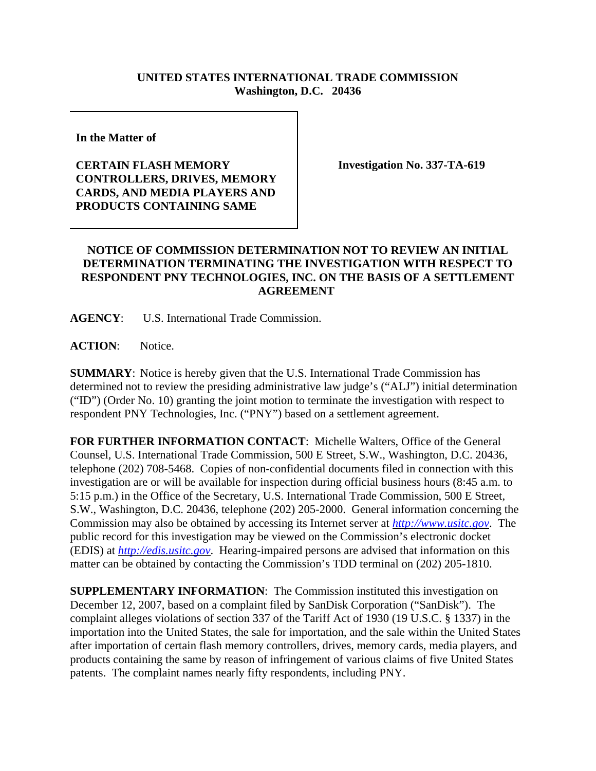**UNITED STATES INTERNATIONAL TRADE COMMISSION**
**Washington, D.C. 20436**

| **In the Matter of**<br><br>**CERTAIN FLASH MEMORY CONTROLLERS, DRIVES, MEMORY CARDS, AND MEDIA PLAYERS AND PRODUCTS CONTAINING SAME** | **Investigation No. 337-TA-619** |
|---|---|

## NOTICE OF COMMISSION DETERMINATION NOT TO REVIEW AN INITIAL DETERMINATION TERMINATING THE INVESTIGATION WITH RESPECT TO RESPONDENT PNY TECHNOLOGIES, INC. ON THE BASIS OF A SETTLEMENT AGREEMENT

**AGENCY**: U.S. International Trade Commission.

**ACTION**: Notice.

**SUMMARY**: Notice is hereby given that the U.S. International Trade Commission has determined not to review the presiding administrative law judge's ("ALJ") initial determination ("ID") (Order No. 10) granting the joint motion to terminate the investigation with respect to respondent PNY Technologies, Inc. ("PNY") based on a settlement agreement.

**FOR FURTHER INFORMATION CONTACT**: Michelle Walters, Office of the General Counsel, U.S. International Trade Commission, 500 E Street, S.W., Washington, D.C. 20436, telephone (202) 708-5468. Copies of non-confidential documents filed in connection with this investigation are or will be available for inspection during official business hours (8:45 a.m. to 5:15 p.m.) in the Office of the Secretary, U.S. International Trade Commission, 500 E Street, S.W., Washington, D.C. 20436, telephone (202) 205-2000. General information concerning the Commission may also be obtained by accessing its Internet server at *http://www.usitc.gov*. The public record for this investigation may be viewed on the Commission's electronic docket (EDIS) at *http://edis.usitc.gov*. Hearing-impaired persons are advised that information on this matter can be obtained by contacting the Commission's TDD terminal on (202) 205-1810.

**SUPPLEMENTARY INFORMATION**: The Commission instituted this investigation on December 12, 2007, based on a complaint filed by SanDisk Corporation ("SanDisk"). The complaint alleges violations of section 337 of the Tariff Act of 1930 (19 U.S.C. § 1337) in the importation into the United States, the sale for importation, and the sale within the United States after importation of certain flash memory controllers, drives, memory cards, media players, and products containing the same by reason of infringement of various claims of five United States patents. The complaint names nearly fifty respondents, including PNY.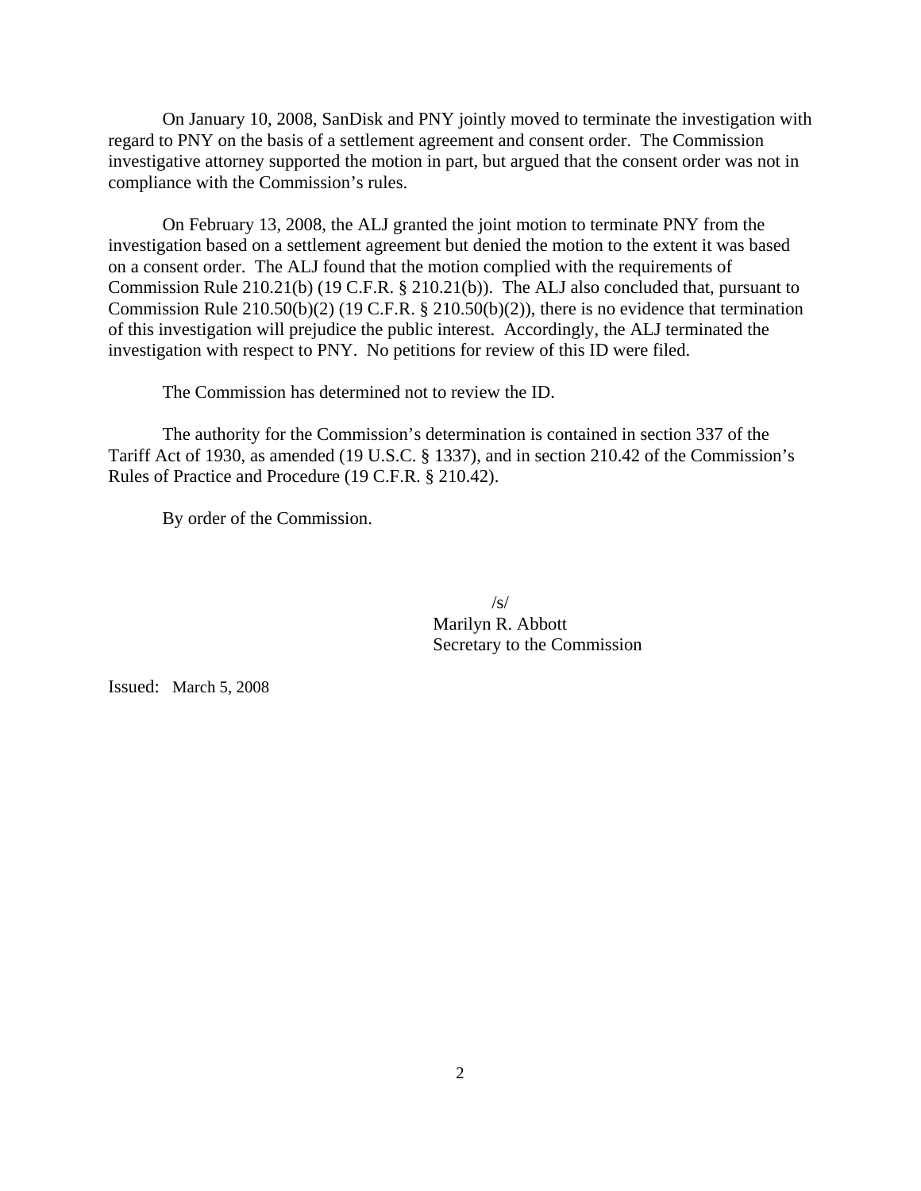On January 10, 2008, SanDisk and PNY jointly moved to terminate the investigation with regard to PNY on the basis of a settlement agreement and consent order. The Commission investigative attorney supported the motion in part, but argued that the consent order was not in compliance with the Commission's rules.

On February 13, 2008, the ALJ granted the joint motion to terminate PNY from the investigation based on a settlement agreement but denied the motion to the extent it was based on a consent order. The ALJ found that the motion complied with the requirements of Commission Rule 210.21(b) (19 C.F.R. § 210.21(b)). The ALJ also concluded that, pursuant to Commission Rule 210.50(b)(2) (19 C.F.R. § 210.50(b)(2)), there is no evidence that termination of this investigation will prejudice the public interest. Accordingly, the ALJ terminated the investigation with respect to PNY. No petitions for review of this ID were filed.

The Commission has determined not to review the ID.

The authority for the Commission's determination is contained in section 337 of the Tariff Act of 1930, as amended (19 U.S.C. § 1337), and in section 210.42 of the Commission's Rules of Practice and Procedure (19 C.F.R. § 210.42).

By order of the Commission.

/s/
Marilyn R. Abbott
Secretary to the Commission

Issued: March 5, 2008